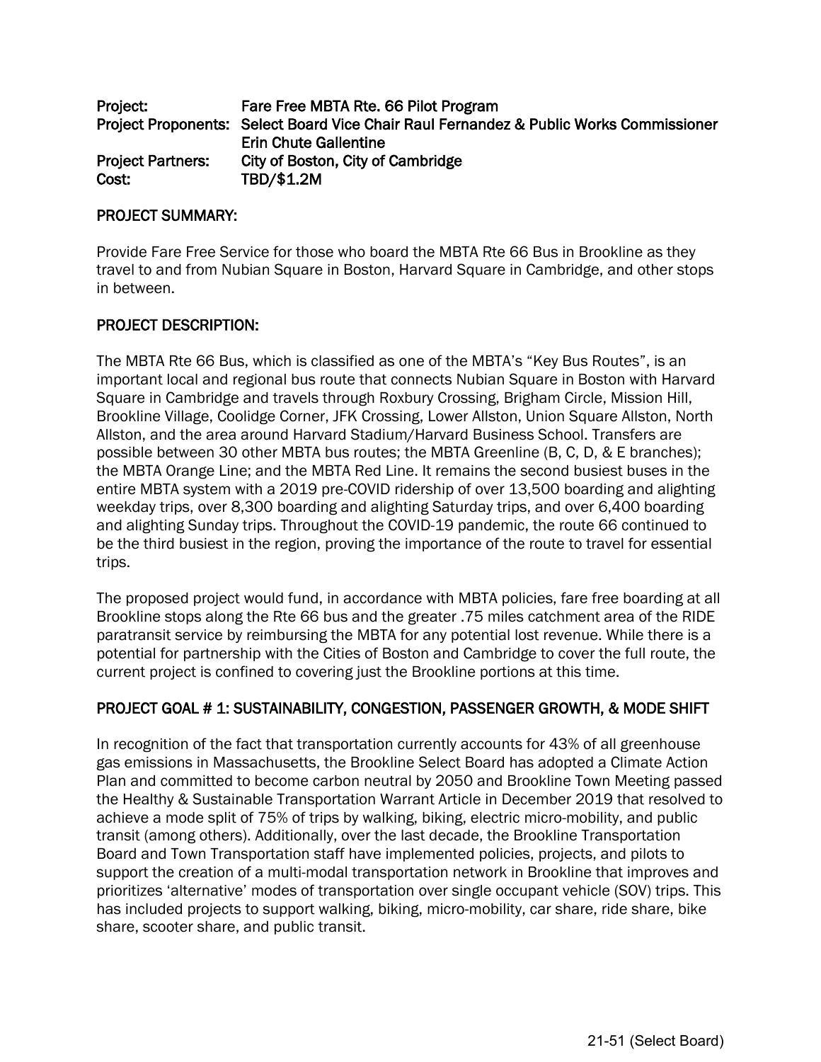**Project:** Fare Free MBTA Rte. 66 Pilot Program
**Project Proponents:** Select Board Vice Chair Raul Fernandez & Public Works Commissioner Erin Chute Gallentine
**Project Partners:** City of Boston, City of Cambridge
**Cost:** TBD/$1.2M

## PROJECT SUMMARY:

Provide Fare Free Service for those who board the MBTA Rte 66 Bus in Brookline as they travel to and from Nubian Square in Boston, Harvard Square in Cambridge, and other stops in between.

## PROJECT DESCRIPTION:

The MBTA Rte 66 Bus, which is classified as one of the MBTA's "Key Bus Routes", is an important local and regional bus route that connects Nubian Square in Boston with Harvard Square in Cambridge and travels through Roxbury Crossing, Brigham Circle, Mission Hill, Brookline Village, Coolidge Corner, JFK Crossing, Lower Allston, Union Square Allston, North Allston, and the area around Harvard Stadium/Harvard Business School. Transfers are possible between 30 other MBTA bus routes; the MBTA Greenline (B, C, D, & E branches); the MBTA Orange Line; and the MBTA Red Line. It remains the second busiest buses in the entire MBTA system with a 2019 pre-COVID ridership of over 13,500 boarding and alighting weekday trips, over 8,300 boarding and alighting Saturday trips, and over 6,400 boarding and alighting Sunday trips. Throughout the COVID-19 pandemic, the route 66 continued to be the third busiest in the region, proving the importance of the route to travel for essential trips.

The proposed project would fund, in accordance with MBTA policies, fare free boarding at all Brookline stops along the Rte 66 bus and the greater .75 miles catchment area of the RIDE paratransit service by reimbursing the MBTA for any potential lost revenue. While there is a potential for partnership with the Cities of Boston and Cambridge to cover the full route, the current project is confined to covering just the Brookline portions at this time.

## PROJECT GOAL # 1: SUSTAINABILITY, CONGESTION, PASSENGER GROWTH, & MODE SHIFT

In recognition of the fact that transportation currently accounts for 43% of all greenhouse gas emissions in Massachusetts, the Brookline Select Board has adopted a Climate Action Plan and committed to become carbon neutral by 2050 and Brookline Town Meeting passed the Healthy & Sustainable Transportation Warrant Article in December 2019 that resolved to achieve a mode split of 75% of trips by walking, biking, electric micro-mobility, and public transit (among others). Additionally, over the last decade, the Brookline Transportation Board and Town Transportation staff have implemented policies, projects, and pilots to support the creation of a multi-modal transportation network in Brookline that improves and prioritizes 'alternative' modes of transportation over single occupant vehicle (SOV) trips. This has included projects to support walking, biking, micro-mobility, car share, ride share, bike share, scooter share, and public transit.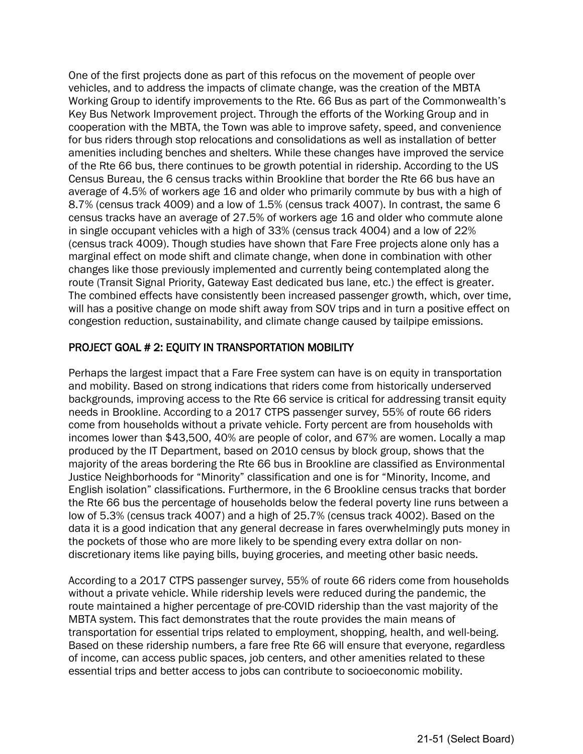One of the first projects done as part of this refocus on the movement of people over vehicles, and to address the impacts of climate change, was the creation of the MBTA Working Group to identify improvements to the Rte. 66 Bus as part of the Commonwealth's Key Bus Network Improvement project. Through the efforts of the Working Group and in cooperation with the MBTA, the Town was able to improve safety, speed, and convenience for bus riders through stop relocations and consolidations as well as installation of better amenities including benches and shelters. While these changes have improved the service of the Rte 66 bus, there continues to be growth potential in ridership. According to the US Census Bureau, the 6 census tracks within Brookline that border the Rte 66 bus have an average of 4.5% of workers age 16 and older who primarily commute by bus with a high of 8.7% (census track 4009) and a low of 1.5% (census track 4007). In contrast, the same 6 census tracks have an average of 27.5% of workers age 16 and older who commute alone in single occupant vehicles with a high of 33% (census track 4004) and a low of 22% (census track 4009). Though studies have shown that Fare Free projects alone only has a marginal effect on mode shift and climate change, when done in combination with other changes like those previously implemented and currently being contemplated along the route (Transit Signal Priority, Gateway East dedicated bus lane, etc.) the effect is greater. The combined effects have consistently been increased passenger growth, which, over time, will has a positive change on mode shift away from SOV trips and in turn a positive effect on congestion reduction, sustainability, and climate change caused by tailpipe emissions.

## PROJECT GOAL # 2: EQUITY IN TRANSPORTATION MOBILITY

Perhaps the largest impact that a Fare Free system can have is on equity in transportation and mobility. Based on strong indications that riders come from historically underserved backgrounds, improving access to the Rte 66 service is critical for addressing transit equity needs in Brookline. According to a 2017 CTPS passenger survey, 55% of route 66 riders come from households without a private vehicle. Forty percent are from households with incomes lower than $43,500, 40% are people of color, and 67% are women. Locally a map produced by the IT Department, based on 2010 census by block group, shows that the majority of the areas bordering the Rte 66 bus in Brookline are classified as Environmental Justice Neighborhoods for "Minority" classification and one is for "Minority, Income, and English isolation" classifications. Furthermore, in the 6 Brookline census tracks that border the Rte 66 bus the percentage of households below the federal poverty line runs between a low of 5.3% (census track 4007) and a high of 25.7% (census track 4002). Based on the data it is a good indication that any general decrease in fares overwhelmingly puts money in the pockets of those who are more likely to be spending every extra dollar on non-discretionary items like paying bills, buying groceries, and meeting other basic needs.

According to a 2017 CTPS passenger survey, 55% of route 66 riders come from households without a private vehicle. While ridership levels were reduced during the pandemic, the route maintained a higher percentage of pre-COVID ridership than the vast majority of the MBTA system. This fact demonstrates that the route provides the main means of transportation for essential trips related to employment, shopping, health, and well-being. Based on these ridership numbers, a fare free Rte 66 will ensure that everyone, regardless of income, can access public spaces, job centers, and other amenities related to these essential trips and better access to jobs can contribute to socioeconomic mobility.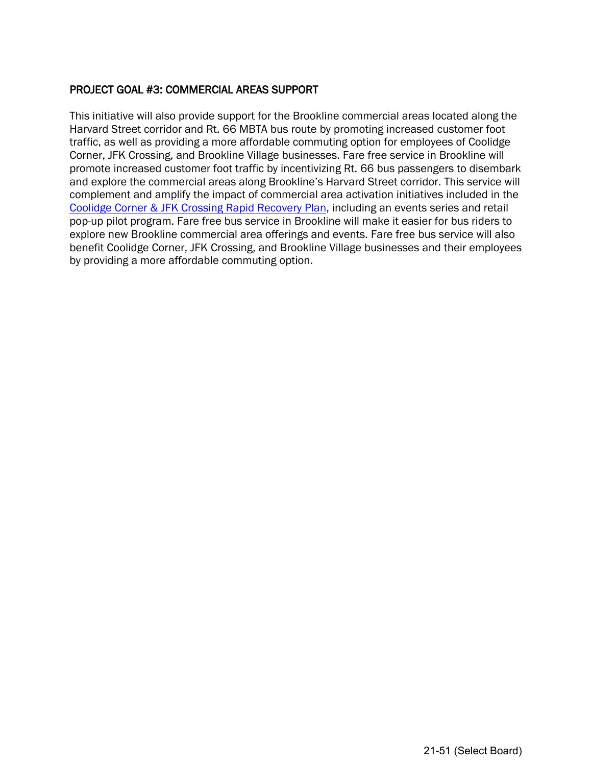## PROJECT GOAL #3: COMMERCIAL AREAS SUPPORT

This initiative will also provide support for the Brookline commercial areas located along the Harvard Street corridor and Rt. 66 MBTA bus route by promoting increased customer foot traffic, as well as providing a more affordable commuting option for employees of Coolidge Corner, JFK Crossing, and Brookline Village businesses. Fare free service in Brookline will promote increased customer foot traffic by incentivizing Rt. 66 bus passengers to disembark and explore the commercial areas along Brookline's Harvard Street corridor. This service will complement and amplify the impact of commercial area activation initiatives included in the Coolidge Corner & JFK Crossing Rapid Recovery Plan, including an events series and retail pop-up pilot program. Fare free bus service in Brookline will make it easier for bus riders to explore new Brookline commercial area offerings and events. Fare free bus service will also benefit Coolidge Corner, JFK Crossing, and Brookline Village businesses and their employees by providing a more affordable commuting option.